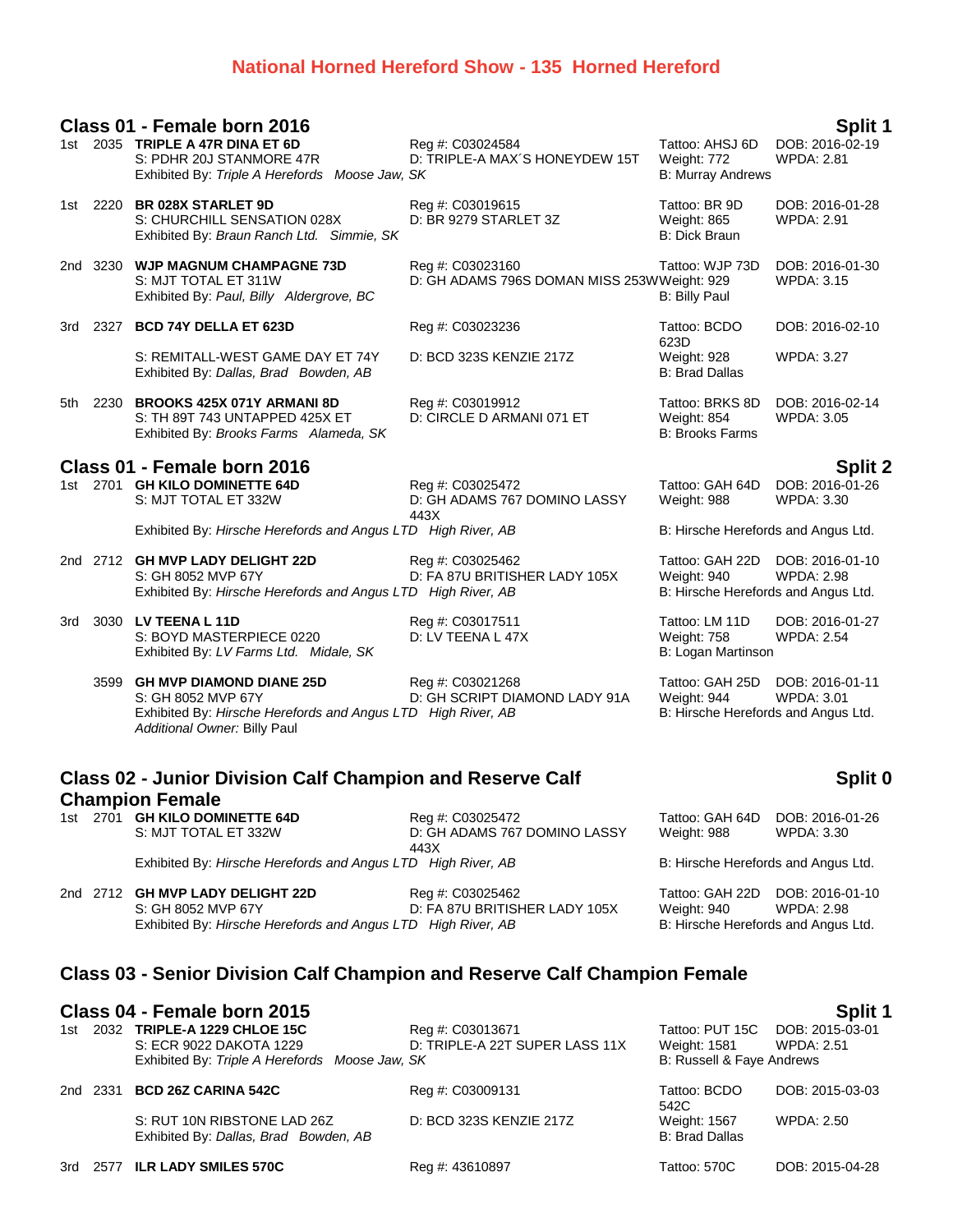# National Horned Hereford Show - 135 Horned Hereford

## Class 01 - Female born 2016 — Split 1

1st 2035 **TRIPLE A 47R DINA ET 6D** Reg #: C03024584 Tattoo: AHSJ 6D DOB: 2016-02-19
S: PDHR 20J STANMORE 47R D: TRIPLE-A MAX´S HONEYDEW 15T Weight: 772 WPDA: 2.81
Exhibited By: *Triple A Herefords Moose Jaw, SK* B: Murray Andrews

1st 2220 **BR 028X STARLET 9D** Reg #: C03019615 Tattoo: BR 9D DOB: 2016-01-28
S: CHURCHILL SENSATION 028X D: BR 9279 STARLET 3Z Weight: 865 WPDA: 2.91
Exhibited By: *Braun Ranch Ltd. Simmie, SK* B: Dick Braun

2nd 3230 **WJP MAGNUM CHAMPAGNE 73D** Reg #: C03023160 Tattoo: WJP 73D DOB: 2016-01-30
S: MJT TOTAL ET 311W D: GH ADAMS 796S DOMAN MISS 253W Weight: 929 WPDA: 3.15
Exhibited By: *Paul, Billy Aldergrove, BC* B: Billy Paul

3rd 2327 **BCD 74Y DELLA ET 623D** Reg #: C03023236 Tattoo: BCDO 623D DOB: 2016-02-10
S: REMITALL-WEST GAME DAY ET 74Y D: BCD 323S KENZIE 217Z Weight: 928 WPDA: 3.27
Exhibited By: *Dallas, Brad Bowden, AB* B: Brad Dallas

5th 2230 **BROOKS 425X 071Y ARMANI 8D** Reg #: C03019912 Tattoo: BRKS 8D DOB: 2016-02-14
S: TH 89T 743 UNTAPPED 425X ET D: CIRCLE D ARMANI 071 ET Weight: 854 WPDA: 3.05
Exhibited By: *Brooks Farms Alameda, SK* B: Brooks Farms

## Class 01 - Female born 2016 — Split 2

1st 2701 **GH KILO DOMINETTE 64D** Reg #: C03025472 Tattoo: GAH 64D DOB: 2016-01-26
S: MJT TOTAL ET 332W D: GH ADAMS 767 DOMINO LASSY 443X Weight: 988 WPDA: 3.30
Exhibited By: *Hirsche Herefords and Angus LTD High River, AB* B: Hirsche Herefords and Angus Ltd.

2nd 2712 **GH MVP LADY DELIGHT 22D** Reg #: C03025462 Tattoo: GAH 22D DOB: 2016-01-10
S: GH 8052 MVP 67Y D: FA 87U BRITISHER LADY 105X Weight: 940 WPDA: 2.98
Exhibited By: *Hirsche Herefords and Angus LTD High River, AB* B: Hirsche Herefords and Angus Ltd.

3rd 3030 **LV TEENA L 11D** Reg #: C03017511 Tattoo: LM 11D DOB: 2016-01-27
S: BOYD MASTERPIECE 0220 D: LV TEENA L 47X Weight: 758 WPDA: 2.54
Exhibited By: *LV Farms Ltd. Midale, SK* B: Logan Martinson

3599 **GH MVP DIAMOND DIANE 25D** Reg #: C03021268 Tattoo: GAH 25D DOB: 2016-01-11
S: GH 8052 MVP 67Y D: GH SCRIPT DIAMOND LADY 91A Weight: 944 WPDA: 3.01
Exhibited By: *Hirsche Herefords and Angus LTD High River, AB* B: Hirsche Herefords and Angus Ltd.
*Additional Owner:* Billy Paul

## Class 02 - Junior Division Calf Champion and Reserve Calf Champion Female — Split 0

1st 2701 **GH KILO DOMINETTE 64D** Reg #: C03025472 Tattoo: GAH 64D DOB: 2016-01-26
S: MJT TOTAL ET 332W D: GH ADAMS 767 DOMINO LASSY 443X Weight: 988 WPDA: 3.30
Exhibited By: *Hirsche Herefords and Angus LTD High River, AB* B: Hirsche Herefords and Angus Ltd.

2nd 2712 **GH MVP LADY DELIGHT 22D** Reg #: C03025462 Tattoo: GAH 22D DOB: 2016-01-10
S: GH 8052 MVP 67Y D: FA 87U BRITISHER LADY 105X Weight: 940 WPDA: 2.98
Exhibited By: *Hirsche Herefords and Angus LTD High River, AB* B: Hirsche Herefords and Angus Ltd.

## Class 03 - Senior Division Calf Champion and Reserve Calf Champion Female

## Class 04 - Female born 2015 — Split 1

1st 2032 **TRIPLE-A 1229 CHLOE 15C** Reg #: C03013671 Tattoo: PUT 15C DOB: 2015-03-01
S: ECR 9022 DAKOTA 1229 D: TRIPLE-A 22T SUPER LASS 11X Weight: 1581 WPDA: 2.51
Exhibited By: *Triple A Herefords Moose Jaw, SK* B: Russell & Faye Andrews

2nd 2331 **BCD 26Z CARINA 542C** Reg #: C03009131 Tattoo: BCDO 542C DOB: 2015-03-03
S: RUT 10N RIBSTONE LAD 26Z D: BCD 323S KENZIE 217Z Weight: 1567 WPDA: 2.50
Exhibited By: *Dallas, Brad Bowden, AB* B: Brad Dallas

3rd 2577 **ILR LADY SMILES 570C** Reg #: 43610897 Tattoo: 570C DOB: 2015-04-28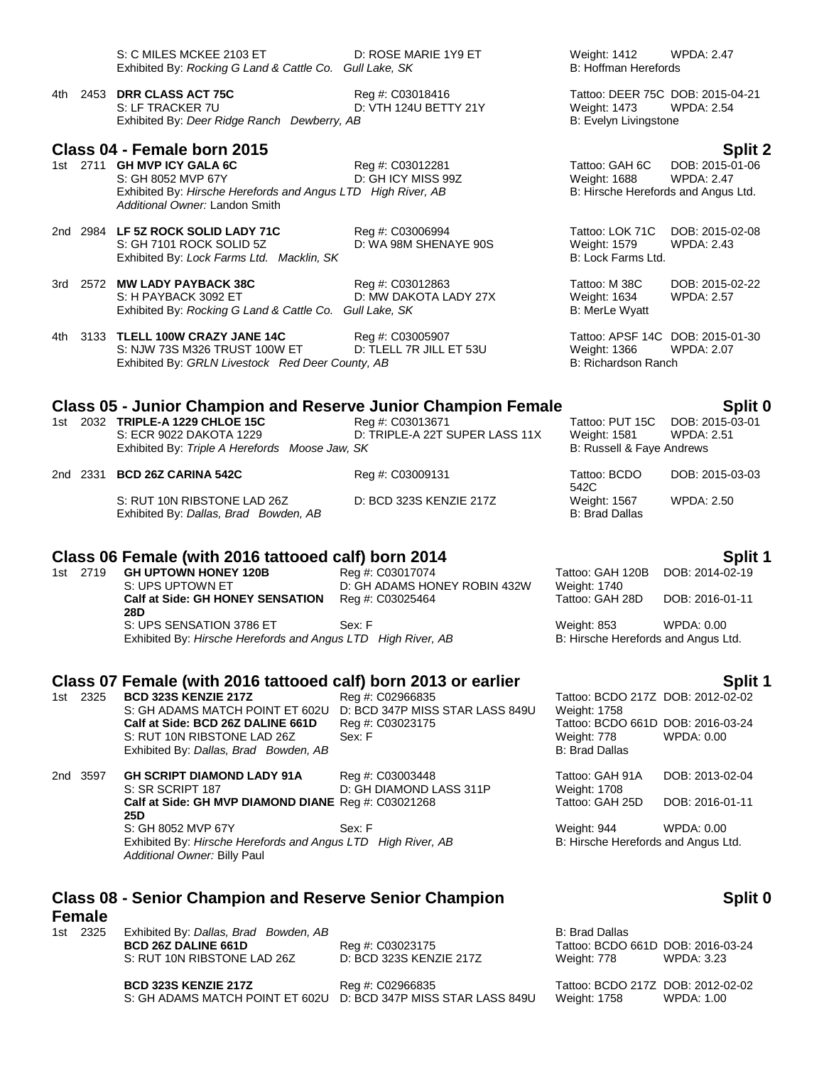S: C MILES MCKEE 2103 ET | D: ROSE MARIE 1Y9 ET | Weight: 1412 | WPDA: 2.47
Exhibited By: *Rocking G Land & Cattle Co. Gull Lake, SK* | B: Hoffman Herefords

4th 2453 **DRR CLASS ACT 75C** | Reg #: C03018416 | Tattoo: DEER 75C | DOB: 2015-04-21
S: LF TRACKER 7U | D: VTH 124U BETTY 21Y | Weight: 1473 | WPDA: 2.54
Exhibited By: *Deer Ridge Ranch Dewberry, AB* | B: Evelyn Livingstone

## Class 04 - Female born 2015 — Split 2

1st 2711 **GH MVP ICY GALA 6C** | Reg #: C03012281 | Tattoo: GAH 6C | DOB: 2015-01-06
S: GH 8052 MVP 67Y | D: GH ICY MISS 99Z | Weight: 1688 | WPDA: 2.47
Exhibited By: *Hirsche Herefords and Angus LTD High River, AB* | B: Hirsche Herefords and Angus Ltd.
*Additional Owner:* Landon Smith

2nd 2984 **LF 5Z ROCK SOLID LADY 71C** | Reg #: C03006994 | Tattoo: LOK 71C | DOB: 2015-02-08
S: GH 7101 ROCK SOLID 5Z | D: WA 98M SHENAYE 90S | Weight: 1579 | WPDA: 2.43
Exhibited By: *Lock Farms Ltd. Macklin, SK* | B: Lock Farms Ltd.

3rd 2572 **MW LADY PAYBACK 38C** | Reg #: C03012863 | Tattoo: M 38C | DOB: 2015-02-22
S: H PAYBACK 3092 ET | D: MW DAKOTA LADY 27X | Weight: 1634 | WPDA: 2.57
Exhibited By: *Rocking G Land & Cattle Co. Gull Lake, SK* | B: MerLe Wyatt

4th 3133 **TLELL 100W CRAZY JANE 14C** | Reg #: C03005907 | Tattoo: APSF 14C | DOB: 2015-01-30
S: NJW 73S M326 TRUST 100W ET | D: TLELL 7R JILL ET 53U | Weight: 1366 | WPDA: 2.07
Exhibited By: *GRLN Livestock Red Deer County, AB* | B: Richardson Ranch

## Class 05 - Junior Champion and Reserve Junior Champion Female — Split 0

1st 2032 **TRIPLE-A 1229 CHLOE 15C** | Reg #: C03013671 | Tattoo: PUT 15C | DOB: 2015-03-01
S: ECR 9022 DAKOTA 1229 | D: TRIPLE-A 22T SUPER LASS 11X | Weight: 1581 | WPDA: 2.51
Exhibited By: *Triple A Herefords Moose Jaw, SK* | B: Russell & Faye Andrews

2nd 2331 **BCD 26Z CARINA 542C** | Reg #: C03009131 | Tattoo: BCDO 542C | DOB: 2015-03-03
S: RUT 10N RIBSTONE LAD 26Z | D: BCD 323S KENZIE 217Z | Weight: 1567 | WPDA: 2.50
Exhibited By: *Dallas, Brad Bowden, AB* | B: Brad Dallas

## Class 06 Female (with 2016 tattooed calf) born 2014 — Split 1

1st 2719 **GH UPTOWN HONEY 120B** | Reg #: C03017074 | Tattoo: GAH 120B | DOB: 2014-02-19
S: UPS UPTOWN ET | D: GH ADAMS HONEY ROBIN 432W | Weight: 1740
**Calf at Side: GH HONEY SENSATION 28D** | Reg #: C03025464 | Tattoo: GAH 28D | DOB: 2016-01-11
S: UPS SENSATION 3786 ET | Sex: F | Weight: 853 | WPDA: 0.00
Exhibited By: *Hirsche Herefords and Angus LTD High River, AB* | B: Hirsche Herefords and Angus Ltd.

## Class 07 Female (with 2016 tattooed calf) born 2013 or earlier — Split 1

1st 2325 **BCD 323S KENZIE 217Z** | Reg #: C02966835 | Tattoo: BCDO 217Z | DOB: 2012-02-02
S: GH ADAMS MATCH POINT ET 602U | D: BCD 347P MISS STAR LASS 849U | Weight: 1758
**Calf at Side: BCD 26Z DALINE 661D** | Reg #: C03023175 | Tattoo: BCDO 661D | DOB: 2016-03-24
S: RUT 10N RIBSTONE LAD 26Z | Sex: F | Weight: 778 | WPDA: 0.00
Exhibited By: *Dallas, Brad Bowden, AB* | B: Brad Dallas

2nd 3597 **GH SCRIPT DIAMOND LADY 91A** | Reg #: C03003448 | Tattoo: GAH 91A | DOB: 2013-02-04
S: SR SCRIPT 187 | D: GH DIAMOND LASS 311P | Weight: 1708
**Calf at Side: GH MVP DIAMOND DIANE 25D** | Reg #: C03021268 | Tattoo: GAH 25D | DOB: 2016-01-11
S: GH 8052 MVP 67Y | Sex: F | Weight: 944 | WPDA: 0.00
Exhibited By: *Hirsche Herefords and Angus LTD High River, AB* | B: Hirsche Herefords and Angus Ltd.
*Additional Owner:* Billy Paul

## Class 08 - Senior Champion and Reserve Senior Champion Female — Split 0

1st 2325 Exhibited By: *Dallas, Brad Bowden, AB* | B: Brad Dallas
**BCD 26Z DALINE 661D** | Reg #: C03023175 | Tattoo: BCDO 661D | DOB: 2016-03-24
S: RUT 10N RIBSTONE LAD 26Z | D: BCD 323S KENZIE 217Z | Weight: 778 | WPDA: 3.23

**BCD 323S KENZIE 217Z** | Reg #: C02966835 | Tattoo: BCDO 217Z | DOB: 2012-02-02
S: GH ADAMS MATCH POINT ET 602U | D: BCD 347P MISS STAR LASS 849U | Weight: 1758 | WPDA: 1.00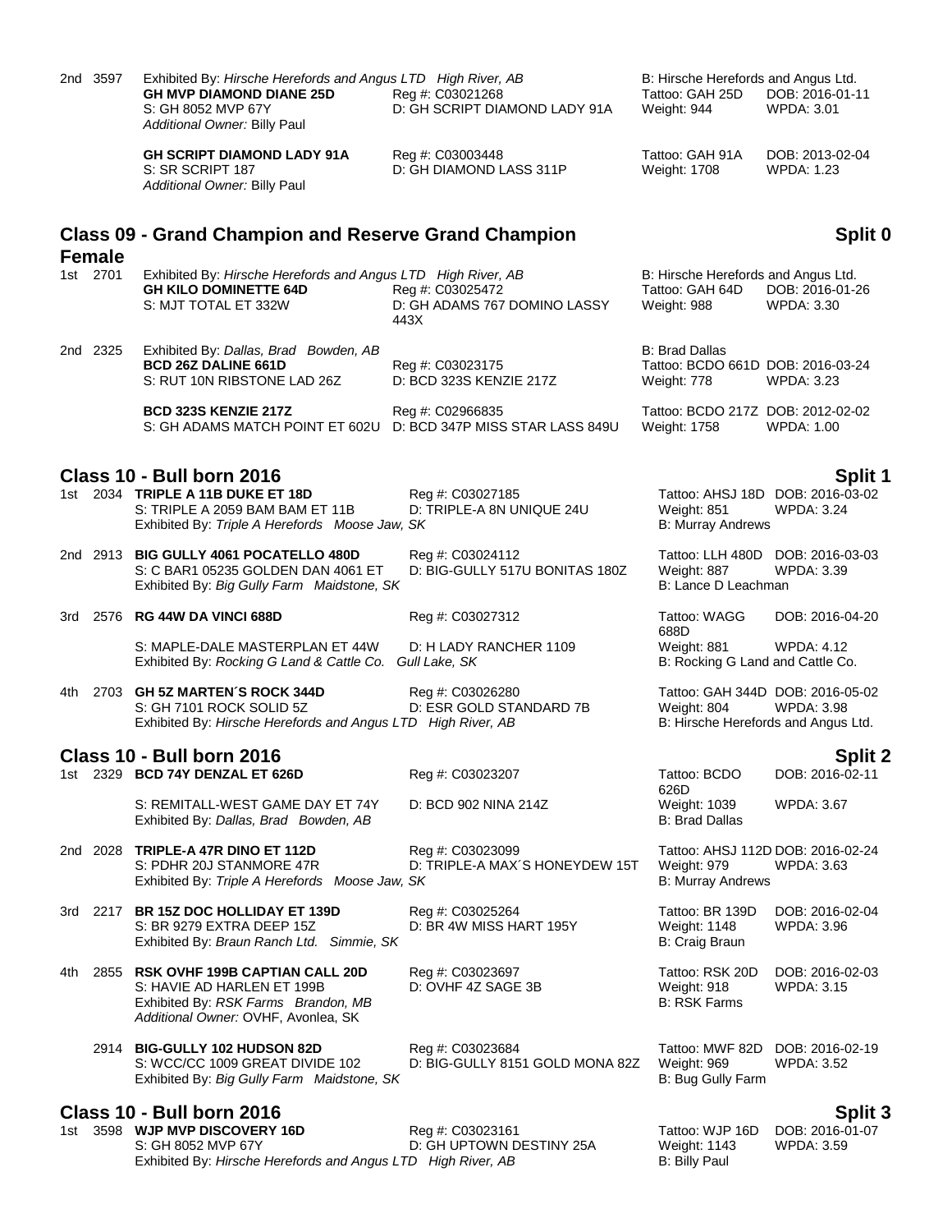2nd 3597 Exhibited By: *Hirsche Herefords and Angus LTD High River, AB* B: Hirsche Herefords and Angus Ltd.
**GH MVP DIAMOND DIANE 25D** Reg #: C03021268 Tattoo: GAH 25D DOB: 2016-01-11
S: GH 8052 MVP 67Y D: GH SCRIPT DIAMOND LADY 91A Weight: 944 WPDA: 3.01
*Additional Owner:* Billy Paul

**GH SCRIPT DIAMOND LADY 91A** Reg #: C03003448 Tattoo: GAH 91A DOB: 2013-02-04
S: SR SCRIPT 187 D: GH DIAMOND LASS 311P Weight: 1708 WPDA: 1.23
*Additional Owner:* Billy Paul

## Class 09 - Grand Champion and Reserve Grand Champion Female — Split 0

1st 2701 Exhibited By: *Hirsche Herefords and Angus LTD High River, AB* B: Hirsche Herefords and Angus Ltd.
**GH KILO DOMINETTE 64D** Reg #: C03025472 Tattoo: GAH 64D DOB: 2016-01-26
S: MJT TOTAL ET 332W D: GH ADAMS 767 DOMINO LASSY 443X Weight: 988 WPDA: 3.30

2nd 2325 Exhibited By: *Dallas, Brad Bowden, AB* B: Brad Dallas
**BCD 26Z DALINE 661D** Reg #: C03023175 Tattoo: BCDO 661D DOB: 2016-03-24
S: RUT 10N RIBSTONE LAD 26Z D: BCD 323S KENZIE 217Z Weight: 778 WPDA: 3.23

**BCD 323S KENZIE 217Z** Reg #: C02966835 Tattoo: BCDO 217Z DOB: 2012-02-02
S: GH ADAMS MATCH POINT ET 602U D: BCD 347P MISS STAR LASS 849U Weight: 1758 WPDA: 1.00

## Class 10 - Bull born 2016 — Split 1

1st 2034 **TRIPLE A 11B DUKE ET 18D** Reg #: C03027185 Tattoo: AHSJ 18D DOB: 2016-03-02
S: TRIPLE A 2059 BAM BAM ET 11B D: TRIPLE-A 8N UNIQUE 24U Weight: 851 WPDA: 3.24
Exhibited By: *Triple A Herefords Moose Jaw, SK* B: Murray Andrews

2nd 2913 **BIG GULLY 4061 POCATELLO 480D** Reg #: C03024112 Tattoo: LLH 480D DOB: 2016-03-03
S: C BAR1 05235 GOLDEN DAN 4061 ET D: BIG-GULLY 517U BONITAS 180Z Weight: 887 WPDA: 3.39
Exhibited By: *Big Gully Farm Maidstone, SK* B: Lance D Leachman

3rd 2576 **RG 44W DA VINCI 688D** Reg #: C03027312 Tattoo: WAGG 688D DOB: 2016-04-20
S: MAPLE-DALE MASTERPLAN ET 44W D: H LADY RANCHER 1109 Weight: 881 WPDA: 4.12
Exhibited By: *Rocking G Land & Cattle Co. Gull Lake, SK* B: Rocking G Land and Cattle Co.

4th 2703 **GH 5Z MARTEN´S ROCK 344D** Reg #: C03026280 Tattoo: GAH 344D DOB: 2016-05-02
S: GH 7101 ROCK SOLID 5Z D: ESR GOLD STANDARD 7B Weight: 804 WPDA: 3.98
Exhibited By: *Hirsche Herefords and Angus LTD High River, AB* B: Hirsche Herefords and Angus Ltd.

## Class 10 - Bull born 2016 — Split 2

1st 2329 **BCD 74Y DENZAL ET 626D** Reg #: C03023207 Tattoo: BCDO 626D DOB: 2016-02-11
S: REMITALL-WEST GAME DAY ET 74Y D: BCD 902 NINA 214Z Weight: 1039 WPDA: 3.67
Exhibited By: *Dallas, Brad Bowden, AB* B: Brad Dallas

2nd 2028 **TRIPLE-A 47R DINO ET 112D** Reg #: C03023099 Tattoo: AHSJ 112D DOB: 2016-02-24
S: PDHR 20J STANMORE 47R D: TRIPLE-A MAX´S HONEYDEW 15T Weight: 979 WPDA: 3.63
Exhibited By: *Triple A Herefords Moose Jaw, SK* B: Murray Andrews

3rd 2217 **BR 15Z DOC HOLLIDAY ET 139D** Reg #: C03025264 Tattoo: BR 139D DOB: 2016-02-04
S: BR 9279 EXTRA DEEP 15Z D: BR 4W MISS HART 195Y Weight: 1148 WPDA: 3.96
Exhibited By: *Braun Ranch Ltd. Simmie, SK* B: Craig Braun

4th 2855 **RSK OVHF 199B CAPTIAN CALL 20D** Reg #: C03023697 Tattoo: RSK 20D DOB: 2016-02-03
S: HAVIE AD HARLEN ET 199B D: OVHF 4Z SAGE 3B Weight: 918 WPDA: 3.15
Exhibited By: *RSK Farms Brandon, MB* B: RSK Farms
*Additional Owner:* OVHF, Avonlea, SK

2914 **BIG-GULLY 102 HUDSON 82D** Reg #: C03023684 Tattoo: MWF 82D DOB: 2016-02-19
S: WCC/CC 1009 GREAT DIVIDE 102 D: BIG-GULLY 8151 GOLD MONA 82Z Weight: 969 WPDA: 3.52
Exhibited By: *Big Gully Farm Maidstone, SK* B: Bug Gully Farm

## Class 10 - Bull born 2016 — Split 3

1st 3598 **WJP MVP DISCOVERY 16D** Reg #: C03023161 Tattoo: WJP 16D DOB: 2016-01-07
S: GH 8052 MVP 67Y D: GH UPTOWN DESTINY 25A Weight: 1143 WPDA: 3.59
Exhibited By: *Hirsche Herefords and Angus LTD High River, AB* B: Billy Paul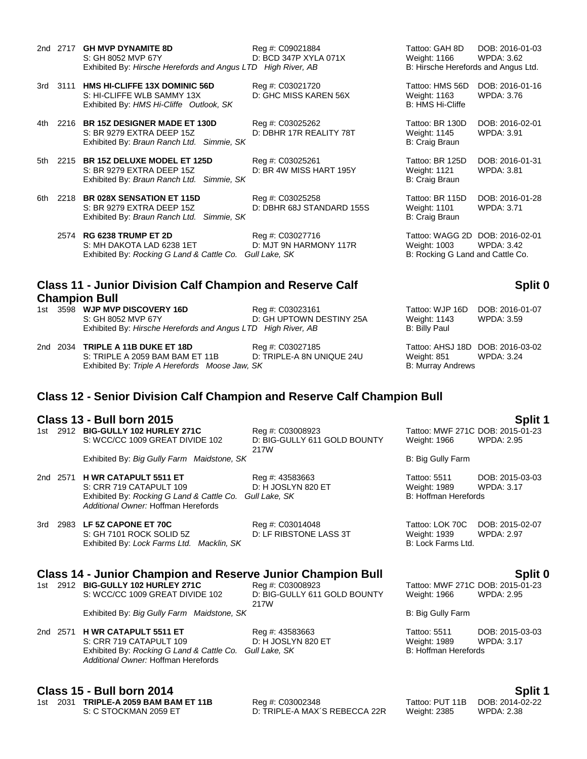2nd 2717 **GH MVP DYNAMITE 8D** Reg #: C09021884 Tattoo: GAH 8D DOB: 2016-01-03
S: GH 8052 MVP 67Y D: BCD 347P XYLA 071X Weight: 1166 WPDA: 3.62
Exhibited By: *Hirsche Herefords and Angus LTD High River, AB* B: Hirsche Herefords and Angus Ltd.

3rd 3111 **HMS HI-CLIFFE 13X DOMINIC 56D** Reg #: C03021720 Tattoo: HMS 56D DOB: 2016-01-16
S: HI-CLIFFE WLB SAMMY 13X D: GHC MISS KAREN 56X Weight: 1163 WPDA: 3.76
Exhibited By: *HMS Hi-Cliffe Outlook, SK* B: HMS Hi-Cliffe

4th 2216 **BR 15Z DESIGNER MADE ET 130D** Reg #: C03025262 Tattoo: BR 130D DOB: 2016-02-01
S: BR 9279 EXTRA DEEP 15Z D: DBHR 17R REALITY 78T Weight: 1145 WPDA: 3.91
Exhibited By: *Braun Ranch Ltd. Simmie, SK* B: Craig Braun

5th 2215 **BR 15Z DELUXE MODEL ET 125D** Reg #: C03025261 Tattoo: BR 125D DOB: 2016-01-31
S: BR 9279 EXTRA DEEP 15Z D: BR 4W MISS HART 195Y Weight: 1121 WPDA: 3.81
Exhibited By: *Braun Ranch Ltd. Simmie, SK* B: Craig Braun

6th 2218 **BR 028X SENSATION ET 115D** Reg #: C03025258 Tattoo: BR 115D DOB: 2016-01-28
S: BR 9279 EXTRA DEEP 15Z D: DBHR 68J STANDARD 155S Weight: 1101 WPDA: 3.71
Exhibited By: *Braun Ranch Ltd. Simmie, SK* B: Craig Braun

2574 **RG 6238 TRUMP ET 2D** Reg #: C03027716 Tattoo: WAGG 2D DOB: 2016-02-01
S: MH DAKOTA LAD 6238 1ET D: MJT 9N HARMONY 117R Weight: 1003 WPDA: 3.42
Exhibited By: *Rocking G Land & Cattle Co. Gull Lake, SK* B: Rocking G Land and Cattle Co.

## Class 11 - Junior Division Calf Champion and Reserve Calf Champion Bull — Split 0

1st 3598 **WJP MVP DISCOVERY 16D** Reg #: C03023161 Tattoo: WJP 16D DOB: 2016-01-07
S: GH 8052 MVP 67Y D: GH UPTOWN DESTINY 25A Weight: 1143 WPDA: 3.59
Exhibited By: *Hirsche Herefords and Angus LTD High River, AB* B: Billy Paul

2nd 2034 **TRIPLE A 11B DUKE ET 18D** Reg #: C03027185 Tattoo: AHSJ 18D DOB: 2016-03-02
S: TRIPLE A 2059 BAM BAM ET 11B D: TRIPLE-A 8N UNIQUE 24U Weight: 851 WPDA: 3.24
Exhibited By: *Triple A Herefords Moose Jaw, SK* B: Murray Andrews

## Class 12 - Senior Division Calf Champion and Reserve Calf Champion Bull

## Class 13 - Bull born 2015 — Split 1

1st 2912 **BIG-GULLY 102 HURLEY 271C** Reg #: C03008923 Tattoo: MWF 271C DOB: 2015-01-23
S: WCC/CC 1009 GREAT DIVIDE 102 D: BIG-GULLY 611 GOLD BOUNTY 217W Weight: 1966 WPDA: 2.95
Exhibited By: *Big Gully Farm Maidstone, SK* B: Big Gully Farm

2nd 2571 **H WR CATAPULT 5511 ET** Reg #: 43583663 Tattoo: 5511 DOB: 2015-03-03
S: CRR 719 CATAPULT 109 D: H JOSLYN 820 ET Weight: 1989 WPDA: 3.17
Exhibited By: *Rocking G Land & Cattle Co. Gull Lake, SK* B: Hoffman Herefords
*Additional Owner:* Hoffman Herefords

3rd 2983 **LF 5Z CAPONE ET 70C** Reg #: C03014048 Tattoo: LOK 70C DOB: 2015-02-07
S: GH 7101 ROCK SOLID 5Z D: LF RIBSTONE LASS 3T Weight: 1939 WPDA: 2.97
Exhibited By: *Lock Farms Ltd. Macklin, SK* B: Lock Farms Ltd.

## Class 14 - Junior Champion and Reserve Junior Champion Bull — Split 0

1st 2912 **BIG-GULLY 102 HURLEY 271C** Reg #: C03008923 Tattoo: MWF 271C DOB: 2015-01-23
S: WCC/CC 1009 GREAT DIVIDE 102 D: BIG-GULLY 611 GOLD BOUNTY 217W Weight: 1966 WPDA: 2.95
Exhibited By: *Big Gully Farm Maidstone, SK* B: Big Gully Farm

2nd 2571 **H WR CATAPULT 5511 ET** Reg #: 43583663 Tattoo: 5511 DOB: 2015-03-03
S: CRR 719 CATAPULT 109 D: H JOSLYN 820 ET Weight: 1989 WPDA: 3.17
Exhibited By: *Rocking G Land & Cattle Co. Gull Lake, SK* B: Hoffman Herefords
*Additional Owner:* Hoffman Herefords

## Class 15 - Bull born 2014 — Split 1

1st 2031 **TRIPLE-A 2059 BAM BAM ET 11B** Reg #: C03002348 Tattoo: PUT 11B DOB: 2014-02-22
S: C STOCKMAN 2059 ET D: TRIPLE-A MAX´S REBECCA 22R Weight: 2385 WPDA: 2.38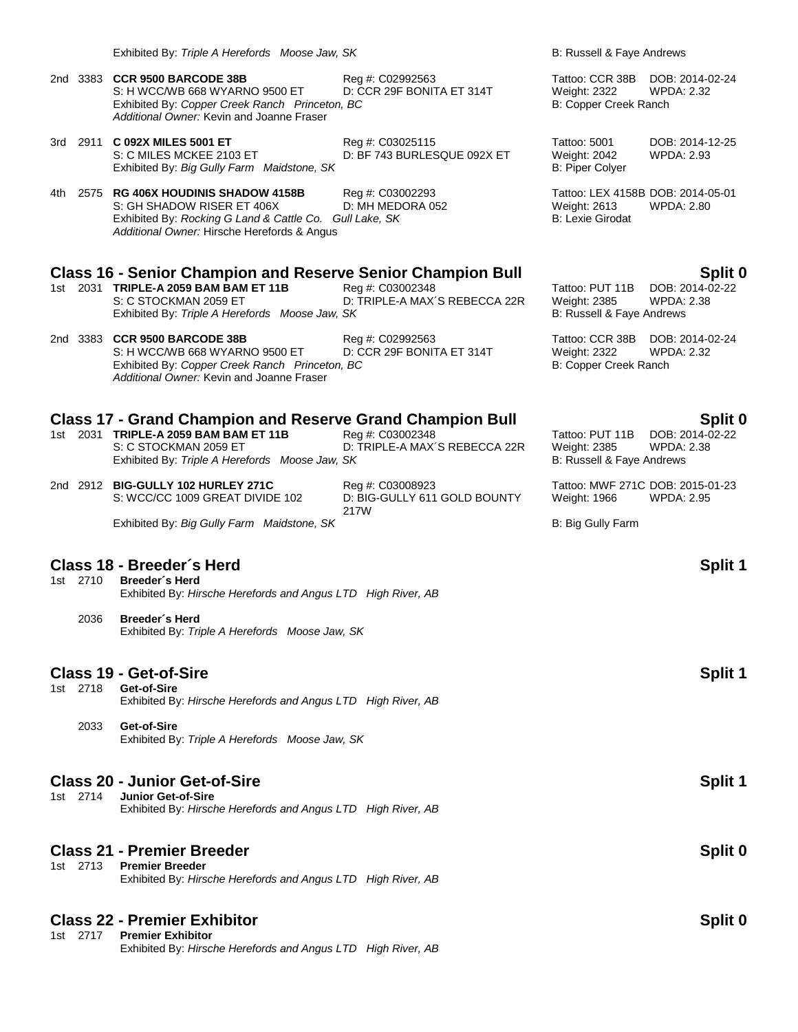Exhibited By: *Triple A Herefords Moose Jaw, SK* B: Russell & Faye Andrews

2nd 3383 **CCR 9500 BARCODE 38B** Reg #: C02992563 Tattoo: CCR 38B DOB: 2014-02-24
S: H WCC/WB 668 WYARNO 9500 ET D: CCR 29F BONITA ET 314T Weight: 2322 WPDA: 2.32
Exhibited By: *Copper Creek Ranch Princeton, BC* B: Copper Creek Ranch
*Additional Owner:* Kevin and Joanne Fraser

3rd 2911 **C 092X MILES 5001 ET** Reg #: C03025115 Tattoo: 5001 DOB: 2014-12-25
S: C MILES MCKEE 2103 ET D: BF 743 BURLESQUE 092X ET Weight: 2042 WPDA: 2.93
Exhibited By: *Big Gully Farm Maidstone, SK* B: Piper Colyer

4th 2575 **RG 406X HOUDINIS SHADOW 4158B** Reg #: C03002293 Tattoo: LEX 4158B DOB: 2014-05-01
S: GH SHADOW RISER ET 406X D: MH MEDORA 052 Weight: 2613 WPDA: 2.80
Exhibited By: *Rocking G Land & Cattle Co. Gull Lake, SK* B: Lexie Girodat
*Additional Owner:* Hirsche Herefords & Angus

## Class 16 - Senior Champion and Reserve Senior Champion Bull — Split 0

1st 2031 **TRIPLE-A 2059 BAM BAM ET 11B** Reg #: C03002348 Tattoo: PUT 11B DOB: 2014-02-22
S: C STOCKMAN 2059 ET D: TRIPLE-A MAX´S REBECCA 22R Weight: 2385 WPDA: 2.38
Exhibited By: *Triple A Herefords Moose Jaw, SK* B: Russell & Faye Andrews

2nd 3383 **CCR 9500 BARCODE 38B** Reg #: C02992563 Tattoo: CCR 38B DOB: 2014-02-24
S: H WCC/WB 668 WYARNO 9500 ET D: CCR 29F BONITA ET 314T Weight: 2322 WPDA: 2.32
Exhibited By: *Copper Creek Ranch Princeton, BC* B: Copper Creek Ranch
*Additional Owner:* Kevin and Joanne Fraser

## Class 17 - Grand Champion and Reserve Grand Champion Bull — Split 0

1st 2031 **TRIPLE-A 2059 BAM BAM ET 11B** Reg #: C03002348 Tattoo: PUT 11B DOB: 2014-02-22
S: C STOCKMAN 2059 ET D: TRIPLE-A MAX´S REBECCA 22R Weight: 2385 WPDA: 2.38
Exhibited By: *Triple A Herefords Moose Jaw, SK* B: Russell & Faye Andrews

2nd 2912 **BIG-GULLY 102 HURLEY 271C** Reg #: C03008923 Tattoo: MWF 271C DOB: 2015-01-23
S: WCC/CC 1009 GREAT DIVIDE 102 D: BIG-GULLY 611 GOLD BOUNTY 217W Weight: 1966 WPDA: 2.95
Exhibited By: *Big Gully Farm Maidstone, SK* B: Big Gully Farm

## Class 18 - Breeder´s Herd — Split 1

1st 2710 **Breeder´s Herd**
Exhibited By: *Hirsche Herefords and Angus LTD High River, AB*

2036 **Breeder´s Herd**
Exhibited By: *Triple A Herefords Moose Jaw, SK*

## Class 19 - Get-of-Sire — Split 1

1st 2718 **Get-of-Sire**
Exhibited By: *Hirsche Herefords and Angus LTD High River, AB*

2033 **Get-of-Sire**
Exhibited By: *Triple A Herefords Moose Jaw, SK*

## Class 20 - Junior Get-of-Sire — Split 1

1st 2714 **Junior Get-of-Sire**
Exhibited By: *Hirsche Herefords and Angus LTD High River, AB*

## Class 21 - Premier Breeder — Split 0

1st 2713 **Premier Breeder**
Exhibited By: *Hirsche Herefords and Angus LTD High River, AB*

## Class 22 - Premier Exhibitor — Split 0

1st 2717 **Premier Exhibitor**
Exhibited By: *Hirsche Herefords and Angus LTD High River, AB*